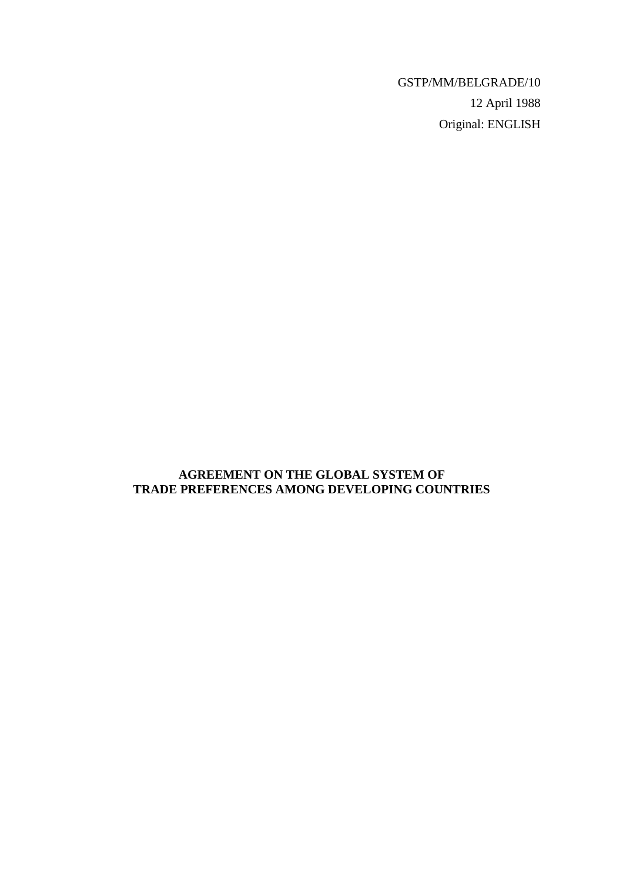GSTP/MM/BELGRADE/10

12 April 1988

Original: ENGLISH

# AGREEMENT ON THE GLOBAL SYSTEM OF TRADE PREFERENCES AMONG DEVELOPING COUNTRIES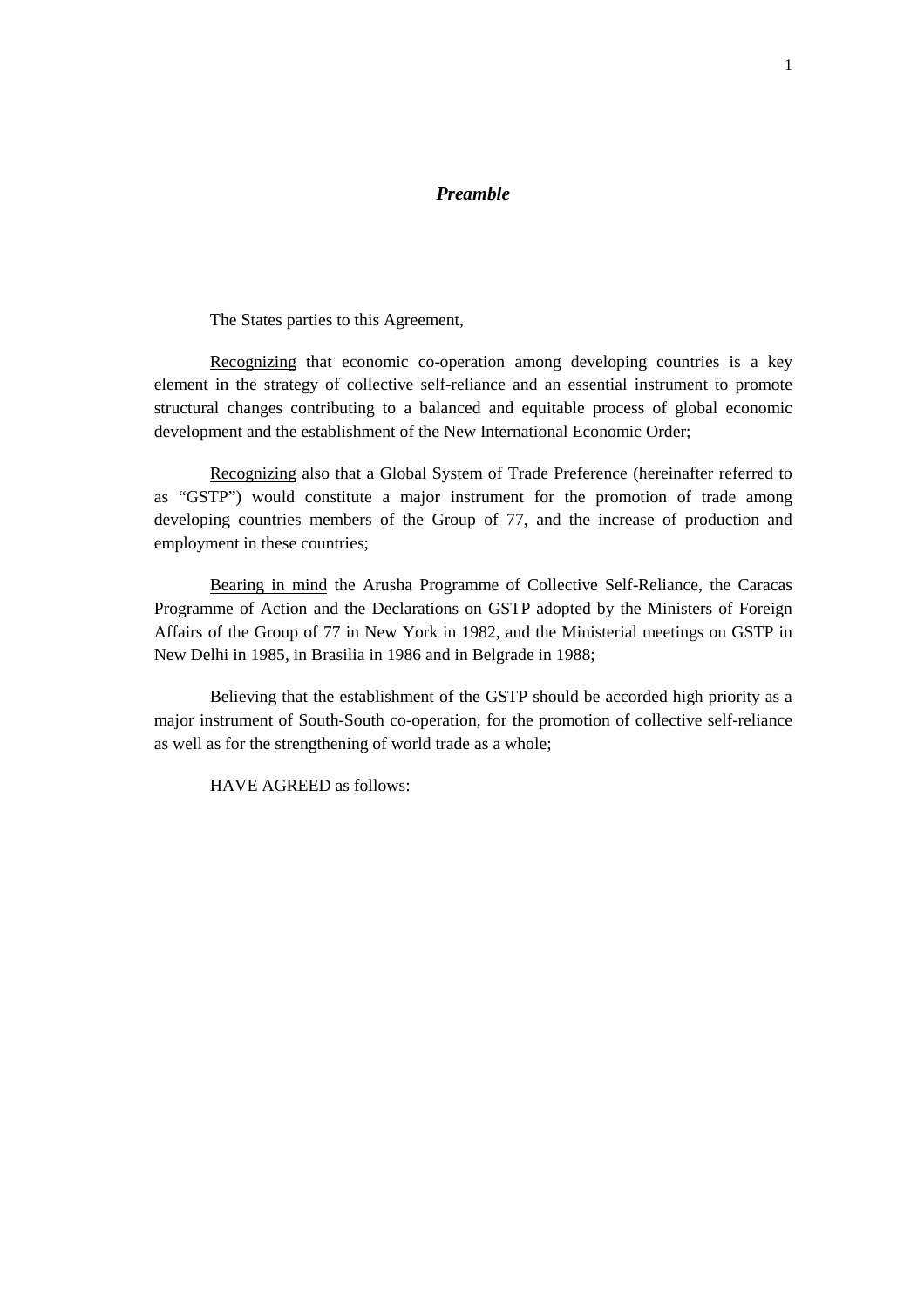## *Preamble*

The States parties to this Agreement,

Recognizing that economic co-operation among developing countries is a key element in the strategy of collective self-reliance and an essential instrument to promote structural changes contributing to a balanced and equitable process of global economic development and the establishment of the New International Economic Order;

Recognizing also that a Global System of Trade Preference (hereinafter referred to as "GSTP") would constitute a major instrument for the promotion of trade among developing countries members of the Group of 77, and the increase of production and employment in these countries;

Bearing in mind the Arusha Programme of Collective Self-Reliance, the Caracas Programme of Action and the Declarations on GSTP adopted by the Ministers of Foreign Affairs of the Group of 77 in New York in 1982, and the Ministerial meetings on GSTP in New Delhi in 1985, in Brasilia in 1986 and in Belgrade in 1988;

Believing that the establishment of the GSTP should be accorded high priority as a major instrument of South-South co-operation, for the promotion of collective self-reliance as well as for the strengthening of world trade as a whole;

HAVE AGREED as follows: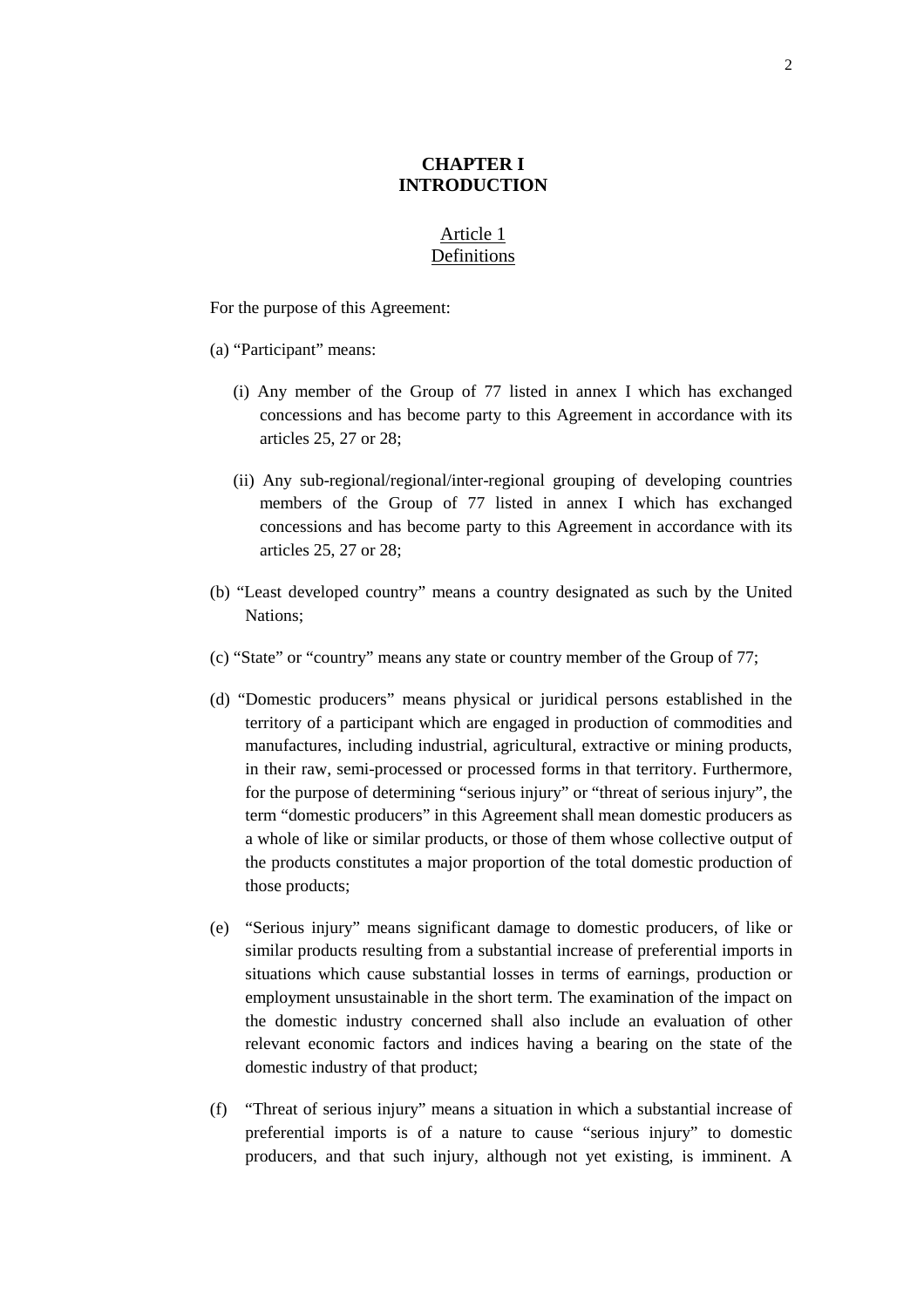## CHAPTER I
## INTRODUCTION

### Article 1
### Definitions

For the purpose of this Agreement:

(a) "Participant" means:

- (i) Any member of the Group of 77 listed in annex I which has exchanged concessions and has become party to this Agreement in accordance with its articles 25, 27 or 28;

- (ii) Any sub-regional/regional/inter-regional grouping of developing countries members of the Group of 77 listed in annex I which has exchanged concessions and has become party to this Agreement in accordance with its articles 25, 27 or 28;

(b) "Least developed country" means a country designated as such by the United Nations;

(c) "State" or "country" means any state or country member of the Group of 77;

(d) "Domestic producers" means physical or juridical persons established in the territory of a participant which are engaged in production of commodities and manufactures, including industrial, agricultural, extractive or mining products, in their raw, semi-processed or processed forms in that territory. Furthermore, for the purpose of determining "serious injury" or "threat of serious injury", the term "domestic producers" in this Agreement shall mean domestic producers as a whole of like or similar products, or those of them whose collective output of the products constitutes a major proportion of the total domestic production of those products;

(e) "Serious injury" means significant damage to domestic producers, of like or similar products resulting from a substantial increase of preferential imports in situations which cause substantial losses in terms of earnings, production or employment unsustainable in the short term. The examination of the impact on the domestic industry concerned shall also include an evaluation of other relevant economic factors and indices having a bearing on the state of the domestic industry of that product;

(f) "Threat of serious injury" means a situation in which a substantial increase of preferential imports is of a nature to cause "serious injury" to domestic producers, and that such injury, although not yet existing, is imminent. A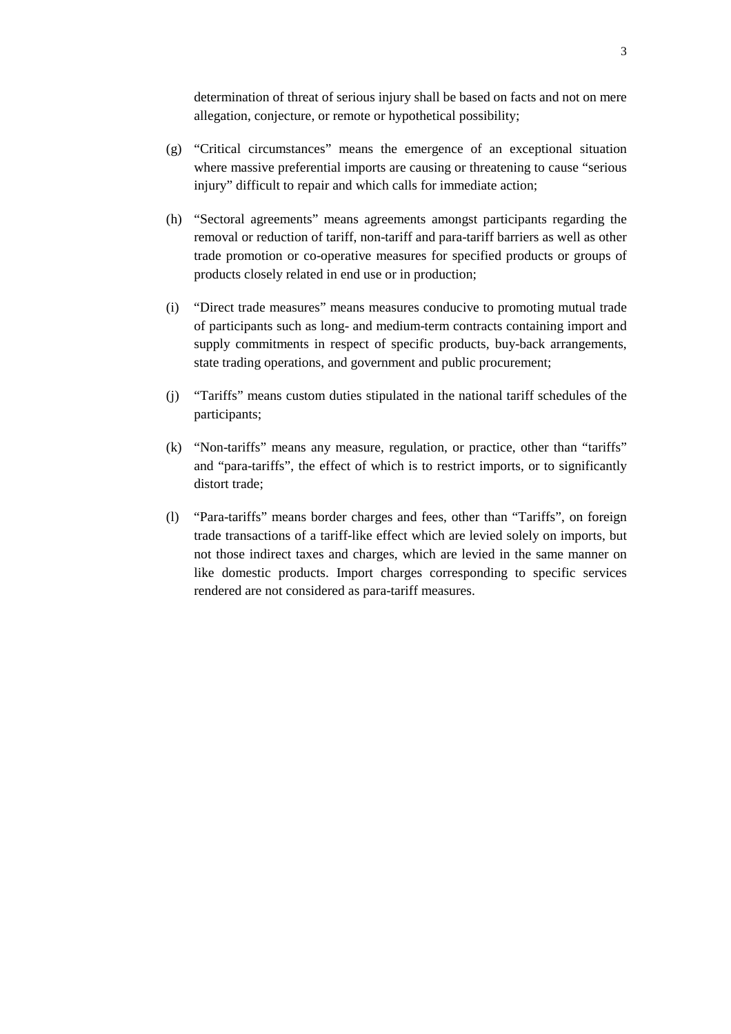determination of threat of serious injury shall be based on facts and not on mere allegation, conjecture, or remote or hypothetical possibility;

(g) "Critical circumstances" means the emergence of an exceptional situation where massive preferential imports are causing or threatening to cause "serious injury" difficult to repair and which calls for immediate action;

(h) "Sectoral agreements" means agreements amongst participants regarding the removal or reduction of tariff, non-tariff and para-tariff barriers as well as other trade promotion or co-operative measures for specified products or groups of products closely related in end use or in production;

(i) "Direct trade measures" means measures conducive to promoting mutual trade of participants such as long- and medium-term contracts containing import and supply commitments in respect of specific products, buy-back arrangements, state trading operations, and government and public procurement;

(j) "Tariffs" means custom duties stipulated in the national tariff schedules of the participants;

(k) "Non-tariffs" means any measure, regulation, or practice, other than "tariffs" and "para-tariffs", the effect of which is to restrict imports, or to significantly distort trade;

(l) "Para-tariffs" means border charges and fees, other than "Tariffs", on foreign trade transactions of a tariff-like effect which are levied solely on imports, but not those indirect taxes and charges, which are levied in the same manner on like domestic products. Import charges corresponding to specific services rendered are not considered as para-tariff measures.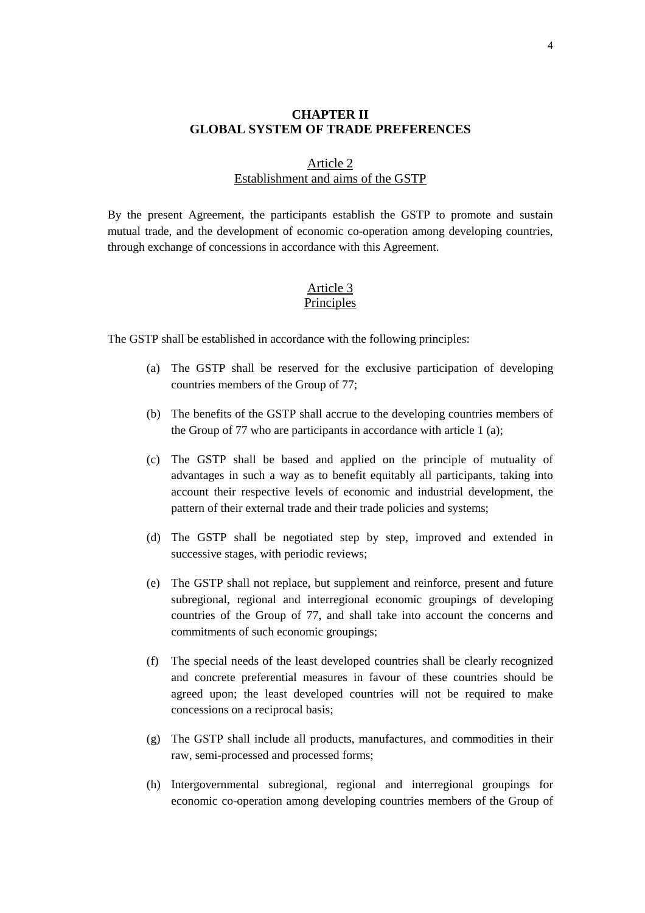## CHAPTER II
## GLOBAL SYSTEM OF TRADE PREFERENCES

### Article 2
### Establishment and aims of the GSTP

By the present Agreement, the participants establish the GSTP to promote and sustain mutual trade, and the development of economic co-operation among developing countries, through exchange of concessions in accordance with this Agreement.

### Article 3
### Principles

The GSTP shall be established in accordance with the following principles:

(a) The GSTP shall be reserved for the exclusive participation of developing countries members of the Group of 77;

(b) The benefits of the GSTP shall accrue to the developing countries members of the Group of 77 who are participants in accordance with article 1 (a);

(c) The GSTP shall be based and applied on the principle of mutuality of advantages in such a way as to benefit equitably all participants, taking into account their respective levels of economic and industrial development, the pattern of their external trade and their trade policies and systems;

(d) The GSTP shall be negotiated step by step, improved and extended in successive stages, with periodic reviews;

(e) The GSTP shall not replace, but supplement and reinforce, present and future subregional, regional and interregional economic groupings of developing countries of the Group of 77, and shall take into account the concerns and commitments of such economic groupings;

(f) The special needs of the least developed countries shall be clearly recognized and concrete preferential measures in favour of these countries should be agreed upon; the least developed countries will not be required to make concessions on a reciprocal basis;

(g) The GSTP shall include all products, manufactures, and commodities in their raw, semi-processed and processed forms;

(h) Intergovernmental subregional, regional and interregional groupings for economic co-operation among developing countries members of the Group of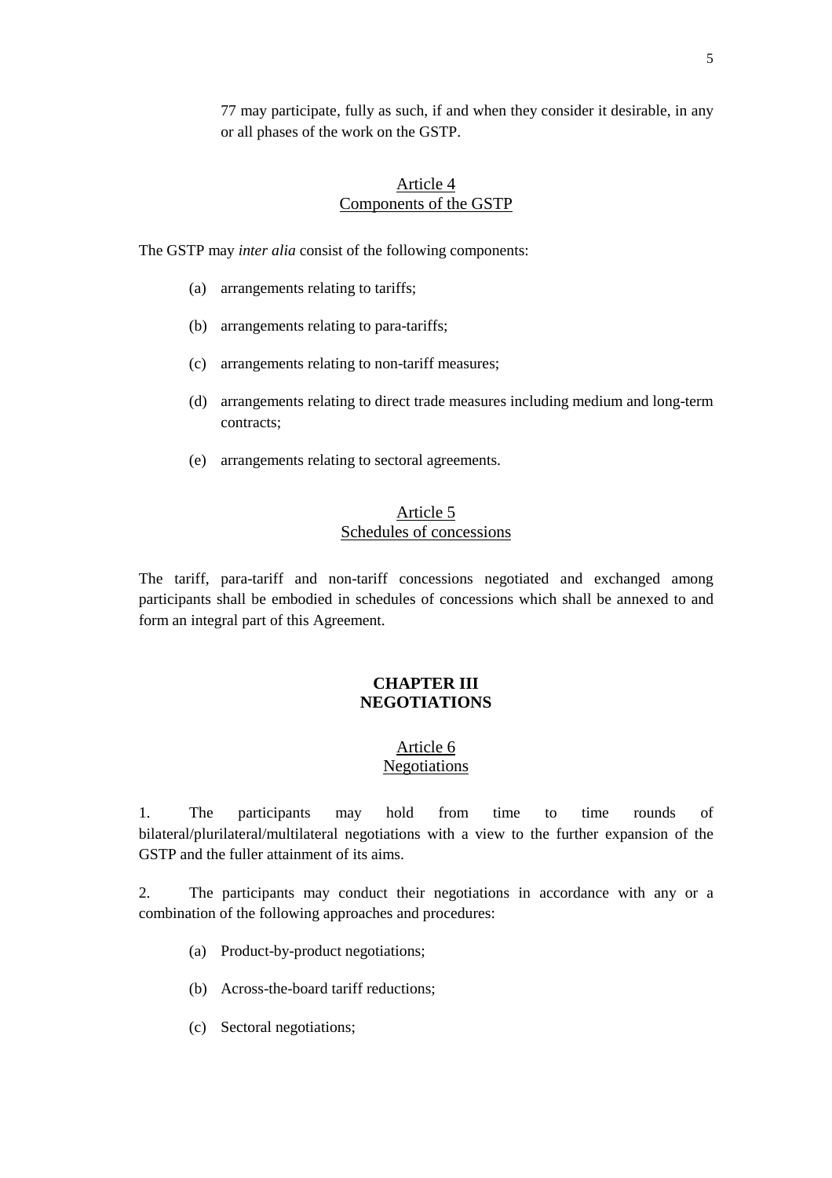77 may participate, fully as such, if and when they consider it desirable, in any or all phases of the work on the GSTP.

### Article 4
### Components of the GSTP

The GSTP may *inter alia* consist of the following components:

(a) arrangements relating to tariffs;

(b) arrangements relating to para-tariffs;

(c) arrangements relating to non-tariff measures;

(d) arrangements relating to direct trade measures including medium and long-term contracts;

(e) arrangements relating to sectoral agreements.

### Article 5
### Schedules of concessions

The tariff, para-tariff and non-tariff concessions negotiated and exchanged among participants shall be embodied in schedules of concessions which shall be annexed to and form an integral part of this Agreement.

## CHAPTER III
## NEGOTIATIONS

### Article 6
### Negotiations

1. The participants may hold from time to time rounds of bilateral/plurilateral/multilateral negotiations with a view to the further expansion of the GSTP and the fuller attainment of its aims.

2. The participants may conduct their negotiations in accordance with any or a combination of the following approaches and procedures:

(a) Product-by-product negotiations;

(b) Across-the-board tariff reductions;

(c) Sectoral negotiations;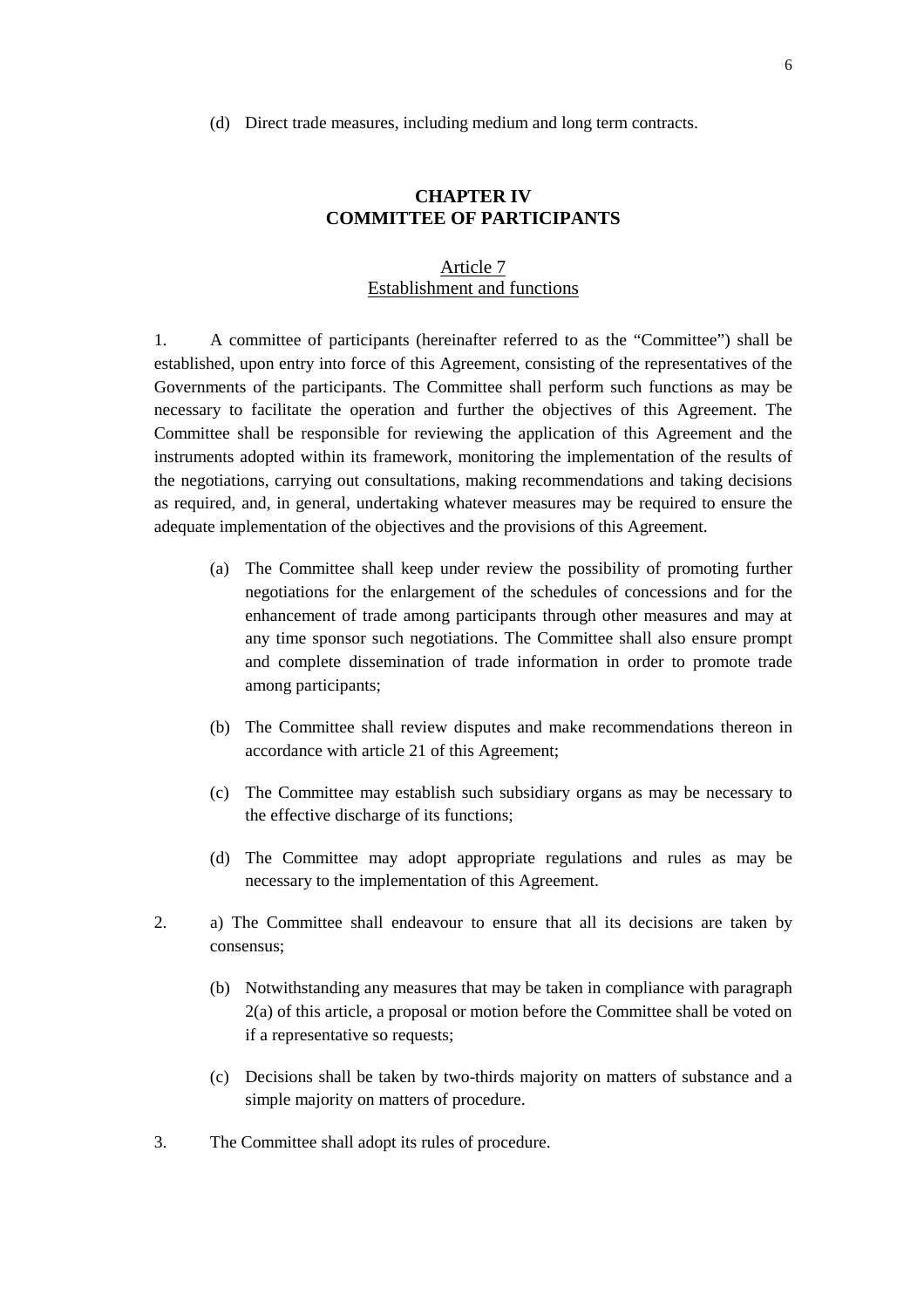(d) Direct trade measures, including medium and long term contracts.

## CHAPTER IV
## COMMITTEE OF PARTICIPANTS

### Article 7
### Establishment and functions

1. A committee of participants (hereinafter referred to as the "Committee") shall be established, upon entry into force of this Agreement, consisting of the representatives of the Governments of the participants. The Committee shall perform such functions as may be necessary to facilitate the operation and further the objectives of this Agreement. The Committee shall be responsible for reviewing the application of this Agreement and the instruments adopted within its framework, monitoring the implementation of the results of the negotiations, carrying out consultations, making recommendations and taking decisions as required, and, in general, undertaking whatever measures may be required to ensure the adequate implementation of the objectives and the provisions of this Agreement.

   (a) The Committee shall keep under review the possibility of promoting further negotiations for the enlargement of the schedules of concessions and for the enhancement of trade among participants through other measures and may at any time sponsor such negotiations. The Committee shall also ensure prompt and complete dissemination of trade information in order to promote trade among participants;

   (b) The Committee shall review disputes and make recommendations thereon in accordance with article 21 of this Agreement;

   (c) The Committee may establish such subsidiary organs as may be necessary to the effective discharge of its functions;

   (d) The Committee may adopt appropriate regulations and rules as may be necessary to the implementation of this Agreement.

2. a) The Committee shall endeavour to ensure that all its decisions are taken by consensus;

   (b) Notwithstanding any measures that may be taken in compliance with paragraph 2(a) of this article, a proposal or motion before the Committee shall be voted on if a representative so requests;

   (c) Decisions shall be taken by two-thirds majority on matters of substance and a simple majority on matters of procedure.

3. The Committee shall adopt its rules of procedure.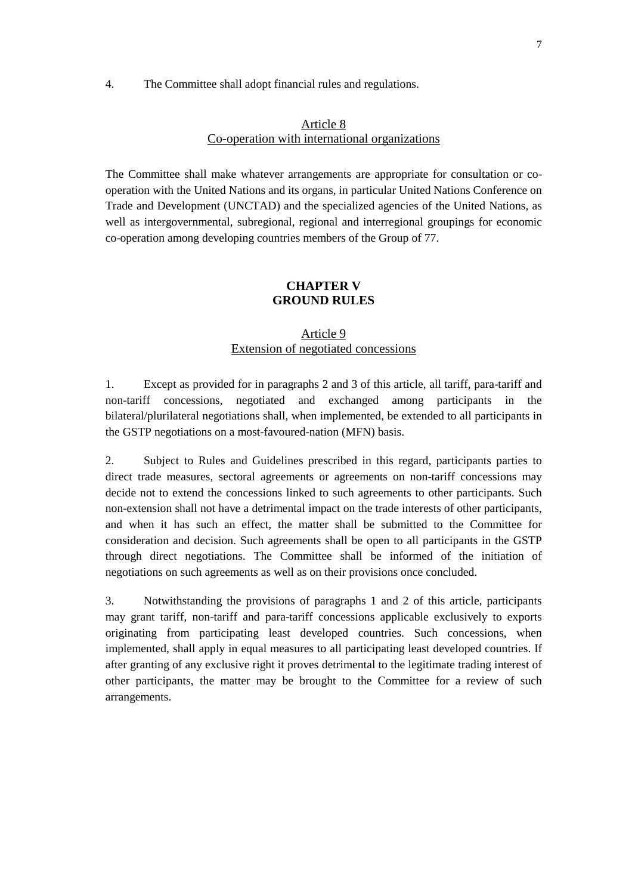4. The Committee shall adopt financial rules and regulations.

### Article 8
### Co-operation with international organizations

The Committee shall make whatever arrangements are appropriate for consultation or co-operation with the United Nations and its organs, in particular United Nations Conference on Trade and Development (UNCTAD) and the specialized agencies of the United Nations, as well as intergovernmental, subregional, regional and interregional groupings for economic co-operation among developing countries members of the Group of 77.

## CHAPTER V
## GROUND RULES

### Article 9
### Extension of negotiated concessions

1. Except as provided for in paragraphs 2 and 3 of this article, all tariff, para-tariff and non-tariff concessions, negotiated and exchanged among participants in the bilateral/plurilateral negotiations shall, when implemented, be extended to all participants in the GSTP negotiations on a most-favoured-nation (MFN) basis.

2. Subject to Rules and Guidelines prescribed in this regard, participants parties to direct trade measures, sectoral agreements or agreements on non-tariff concessions may decide not to extend the concessions linked to such agreements to other participants. Such non-extension shall not have a detrimental impact on the trade interests of other participants, and when it has such an effect, the matter shall be submitted to the Committee for consideration and decision. Such agreements shall be open to all participants in the GSTP through direct negotiations. The Committee shall be informed of the initiation of negotiations on such agreements as well as on their provisions once concluded.

3. Notwithstanding the provisions of paragraphs 1 and 2 of this article, participants may grant tariff, non-tariff and para-tariff concessions applicable exclusively to exports originating from participating least developed countries. Such concessions, when implemented, shall apply in equal measures to all participating least developed countries. If after granting of any exclusive right it proves detrimental to the legitimate trading interest of other participants, the matter may be brought to the Committee for a review of such arrangements.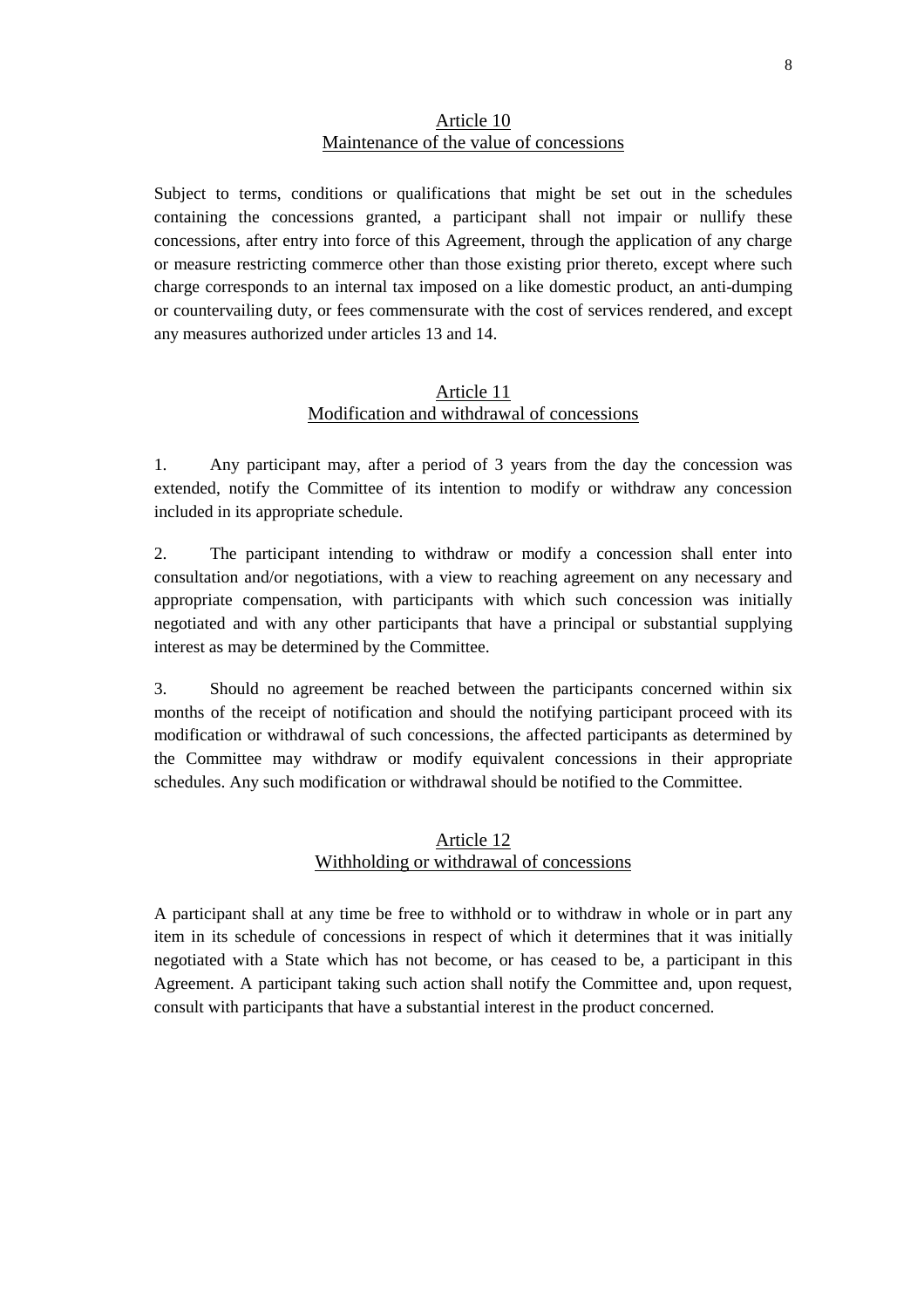## Article 10
## Maintenance of the value of concessions

Subject to terms, conditions or qualifications that might be set out in the schedules containing the concessions granted, a participant shall not impair or nullify these concessions, after entry into force of this Agreement, through the application of any charge or measure restricting commerce other than those existing prior thereto, except where such charge corresponds to an internal tax imposed on a like domestic product, an anti-dumping or countervailing duty, or fees commensurate with the cost of services rendered, and except any measures authorized under articles 13 and 14.

## Article 11
## Modification and withdrawal of concessions

1. Any participant may, after a period of 3 years from the day the concession was extended, notify the Committee of its intention to modify or withdraw any concession included in its appropriate schedule.

2. The participant intending to withdraw or modify a concession shall enter into consultation and/or negotiations, with a view to reaching agreement on any necessary and appropriate compensation, with participants with which such concession was initially negotiated and with any other participants that have a principal or substantial supplying interest as may be determined by the Committee.

3. Should no agreement be reached between the participants concerned within six months of the receipt of notification and should the notifying participant proceed with its modification or withdrawal of such concessions, the affected participants as determined by the Committee may withdraw or modify equivalent concessions in their appropriate schedules. Any such modification or withdrawal should be notified to the Committee.

## Article 12
## Withholding or withdrawal of concessions

A participant shall at any time be free to withhold or to withdraw in whole or in part any item in its schedule of concessions in respect of which it determines that it was initially negotiated with a State which has not become, or has ceased to be, a participant in this Agreement. A participant taking such action shall notify the Committee and, upon request, consult with participants that have a substantial interest in the product concerned.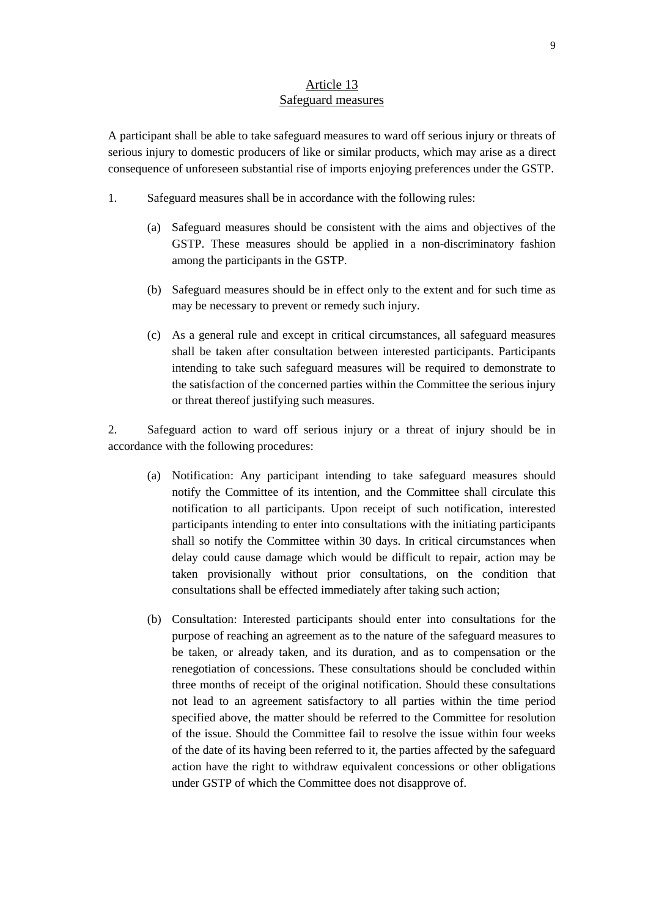## Article 13
## Safeguard measures

A participant shall be able to take safeguard measures to ward off serious injury or threats of serious injury to domestic producers of like or similar products, which may arise as a direct consequence of unforeseen substantial rise of imports enjoying preferences under the GSTP.

1. Safeguard measures shall be in accordance with the following rules:

   (a) Safeguard measures should be consistent with the aims and objectives of the GSTP. These measures should be applied in a non-discriminatory fashion among the participants in the GSTP.

   (b) Safeguard measures should be in effect only to the extent and for such time as may be necessary to prevent or remedy such injury.

   (c) As a general rule and except in critical circumstances, all safeguard measures shall be taken after consultation between interested participants. Participants intending to take such safeguard measures will be required to demonstrate to the satisfaction of the concerned parties within the Committee the serious injury or threat thereof justifying such measures.

2. Safeguard action to ward off serious injury or a threat of injury should be in accordance with the following procedures:

   (a) Notification: Any participant intending to take safeguard measures should notify the Committee of its intention, and the Committee shall circulate this notification to all participants. Upon receipt of such notification, interested participants intending to enter into consultations with the initiating participants shall so notify the Committee within 30 days. In critical circumstances when delay could cause damage which would be difficult to repair, action may be taken provisionally without prior consultations, on the condition that consultations shall be effected immediately after taking such action;

   (b) Consultation: Interested participants should enter into consultations for the purpose of reaching an agreement as to the nature of the safeguard measures to be taken, or already taken, and its duration, and as to compensation or the renegotiation of concessions. These consultations should be concluded within three months of receipt of the original notification. Should these consultations not lead to an agreement satisfactory to all parties within the time period specified above, the matter should be referred to the Committee for resolution of the issue. Should the Committee fail to resolve the issue within four weeks of the date of its having been referred to it, the parties affected by the safeguard action have the right to withdraw equivalent concessions or other obligations under GSTP of which the Committee does not disapprove of.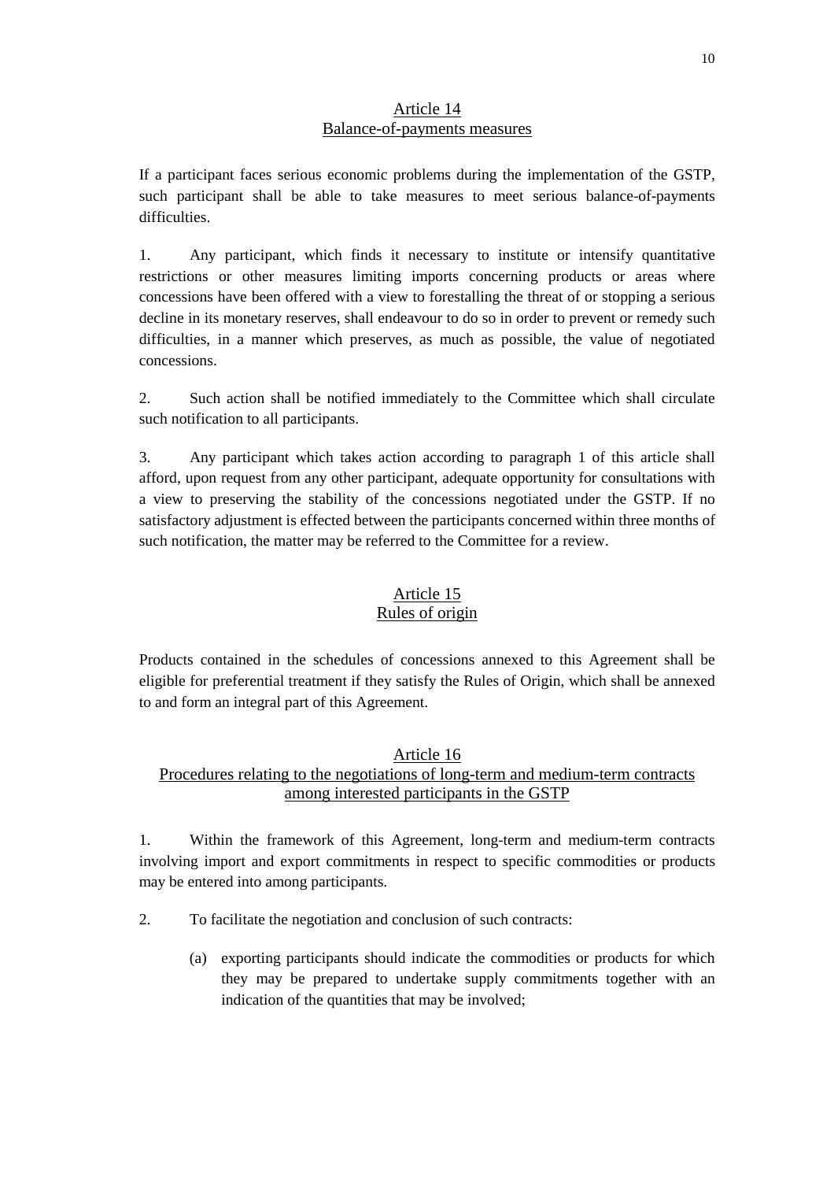## Article 14
## Balance-of-payments measures

If a participant faces serious economic problems during the implementation of the GSTP, such participant shall be able to take measures to meet serious balance-of-payments difficulties.

1. Any participant, which finds it necessary to institute or intensify quantitative restrictions or other measures limiting imports concerning products or areas where concessions have been offered with a view to forestalling the threat of or stopping a serious decline in its monetary reserves, shall endeavour to do so in order to prevent or remedy such difficulties, in a manner which preserves, as much as possible, the value of negotiated concessions.

2. Such action shall be notified immediately to the Committee which shall circulate such notification to all participants.

3. Any participant which takes action according to paragraph 1 of this article shall afford, upon request from any other participant, adequate opportunity for consultations with a view to preserving the stability of the concessions negotiated under the GSTP. If no satisfactory adjustment is effected between the participants concerned within three months of such notification, the matter may be referred to the Committee for a review.

## Article 15
## Rules of origin

Products contained in the schedules of concessions annexed to this Agreement shall be eligible for preferential treatment if they satisfy the Rules of Origin, which shall be annexed to and form an integral part of this Agreement.

## Article 16
## Procedures relating to the negotiations of long-term and medium-term contracts among interested participants in the GSTP

1. Within the framework of this Agreement, long-term and medium-term contracts involving import and export commitments in respect to specific commodities or products may be entered into among participants.

2. To facilitate the negotiation and conclusion of such contracts:

   (a) exporting participants should indicate the commodities or products for which they may be prepared to undertake supply commitments together with an indication of the quantities that may be involved;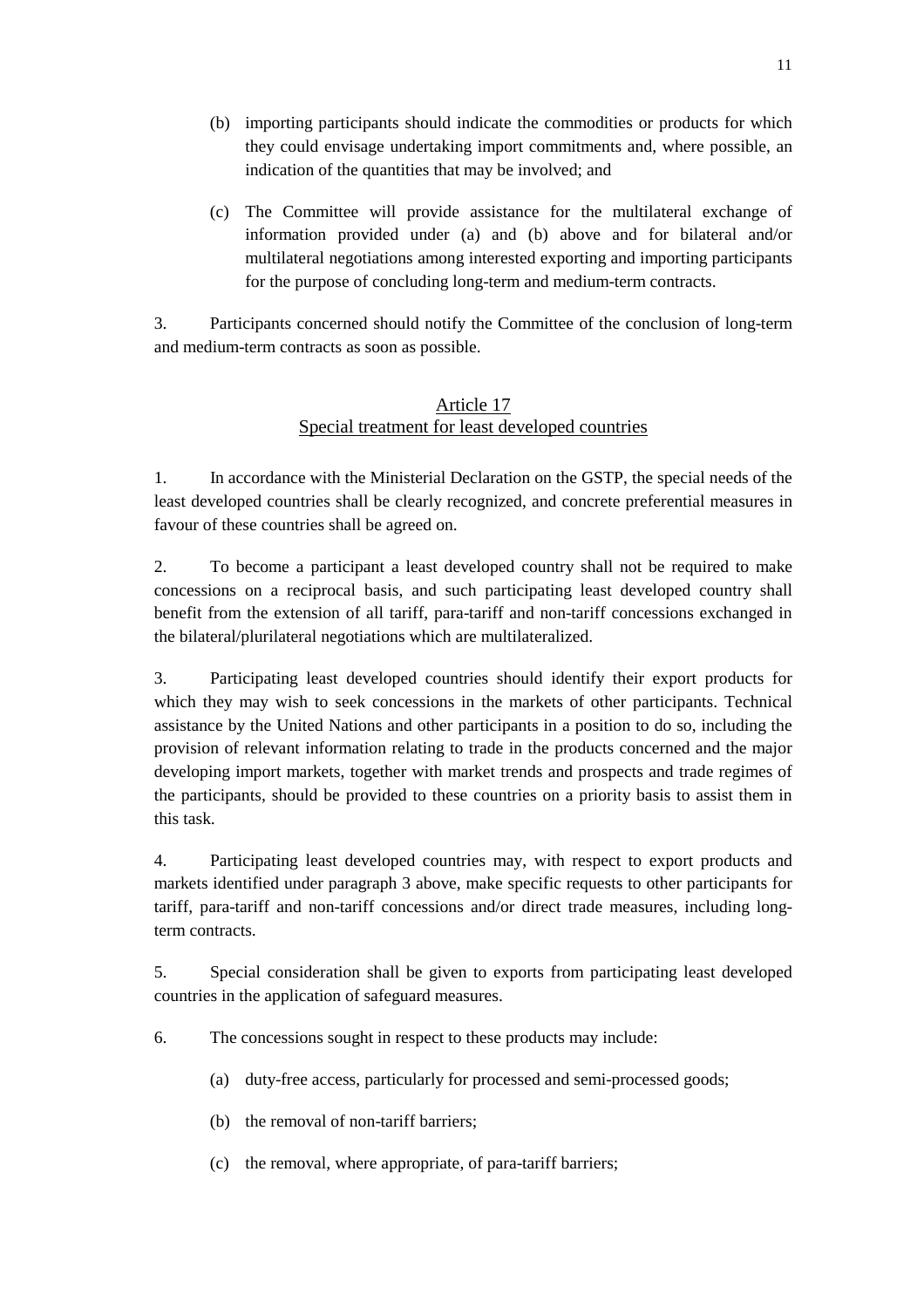(b) importing participants should indicate the commodities or products for which they could envisage undertaking import commitments and, where possible, an indication of the quantities that may be involved; and

(c) The Committee will provide assistance for the multilateral exchange of information provided under (a) and (b) above and for bilateral and/or multilateral negotiations among interested exporting and importing participants for the purpose of concluding long-term and medium-term contracts.

3. Participants concerned should notify the Committee of the conclusion of long-term and medium-term contracts as soon as possible.

## Article 17
## Special treatment for least developed countries

1. In accordance with the Ministerial Declaration on the GSTP, the special needs of the least developed countries shall be clearly recognized, and concrete preferential measures in favour of these countries shall be agreed on.

2. To become a participant a least developed country shall not be required to make concessions on a reciprocal basis, and such participating least developed country shall benefit from the extension of all tariff, para-tariff and non-tariff concessions exchanged in the bilateral/plurilateral negotiations which are multilateralized.

3. Participating least developed countries should identify their export products for which they may wish to seek concessions in the markets of other participants. Technical assistance by the United Nations and other participants in a position to do so, including the provision of relevant information relating to trade in the products concerned and the major developing import markets, together with market trends and prospects and trade regimes of the participants, should be provided to these countries on a priority basis to assist them in this task.

4. Participating least developed countries may, with respect to export products and markets identified under paragraph 3 above, make specific requests to other participants for tariff, para-tariff and non-tariff concessions and/or direct trade measures, including long-term contracts.

5. Special consideration shall be given to exports from participating least developed countries in the application of safeguard measures.

6. The concessions sought in respect to these products may include:

(a) duty-free access, particularly for processed and semi-processed goods;

(b) the removal of non-tariff barriers;

(c) the removal, where appropriate, of para-tariff barriers;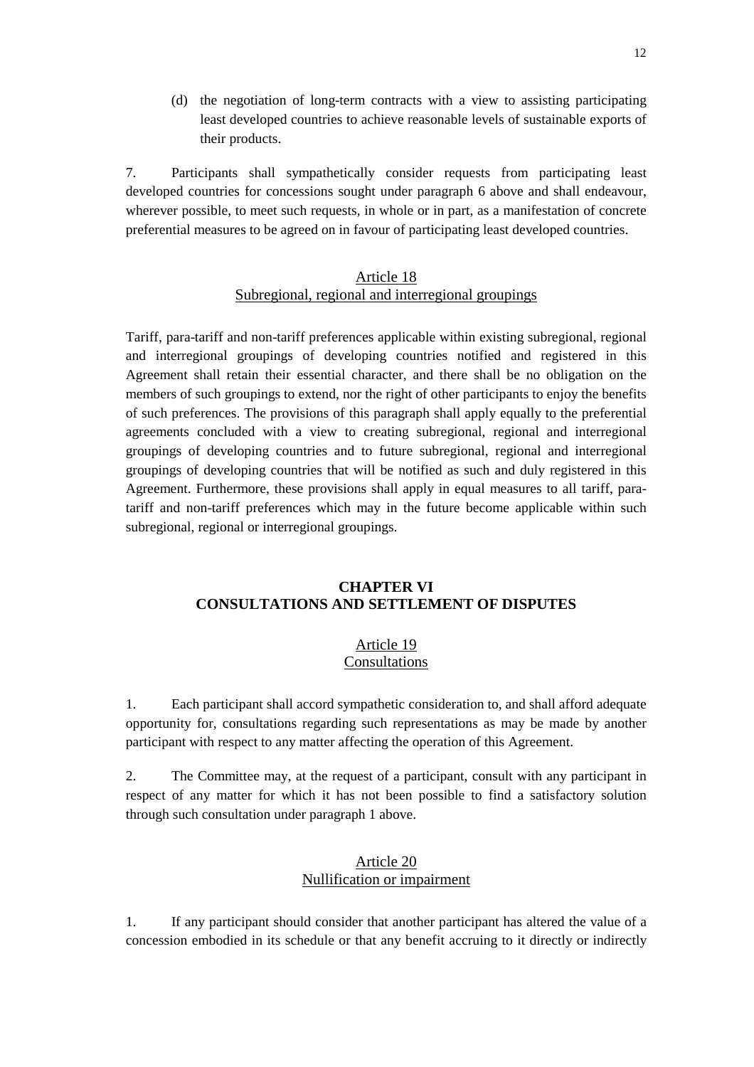(d) the negotiation of long-term contracts with a view to assisting participating least developed countries to achieve reasonable levels of sustainable exports of their products.

7. Participants shall sympathetically consider requests from participating least developed countries for concessions sought under paragraph 6 above and shall endeavour, wherever possible, to meet such requests, in whole or in part, as a manifestation of concrete preferential measures to be agreed on in favour of participating least developed countries.

### Article 18
### Subregional, regional and interregional groupings

Tariff, para-tariff and non-tariff preferences applicable within existing subregional, regional and interregional groupings of developing countries notified and registered in this Agreement shall retain their essential character, and there shall be no obligation on the members of such groupings to extend, nor the right of other participants to enjoy the benefits of such preferences. The provisions of this paragraph shall apply equally to the preferential agreements concluded with a view to creating subregional, regional and interregional groupings of developing countries and to future subregional, regional and interregional groupings of developing countries that will be notified as such and duly registered in this Agreement. Furthermore, these provisions shall apply in equal measures to all tariff, para-tariff and non-tariff preferences which may in the future become applicable within such subregional, regional or interregional groupings.

## CHAPTER VI
## CONSULTATIONS AND SETTLEMENT OF DISPUTES

### Article 19
### Consultations

1. Each participant shall accord sympathetic consideration to, and shall afford adequate opportunity for, consultations regarding such representations as may be made by another participant with respect to any matter affecting the operation of this Agreement.

2. The Committee may, at the request of a participant, consult with any participant in respect of any matter for which it has not been possible to find a satisfactory solution through such consultation under paragraph 1 above.

### Article 20
### Nullification or impairment

1. If any participant should consider that another participant has altered the value of a concession embodied in its schedule or that any benefit accruing to it directly or indirectly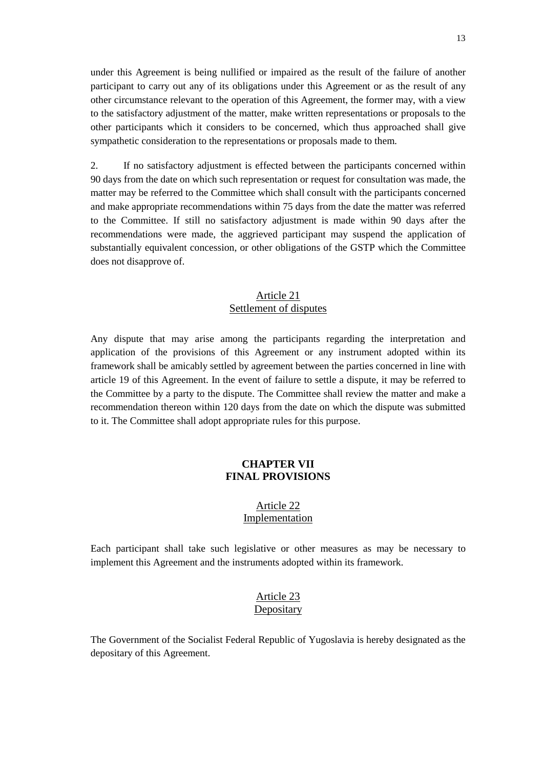under this Agreement is being nullified or impaired as the result of the failure of another participant to carry out any of its obligations under this Agreement or as the result of any other circumstance relevant to the operation of this Agreement, the former may, with a view to the satisfactory adjustment of the matter, make written representations or proposals to the other participants which it considers to be concerned, which thus approached shall give sympathetic consideration to the representations or proposals made to them.

2. If no satisfactory adjustment is effected between the participants concerned within 90 days from the date on which such representation or request for consultation was made, the matter may be referred to the Committee which shall consult with the participants concerned and make appropriate recommendations within 75 days from the date the matter was referred to the Committee. If still no satisfactory adjustment is made within 90 days after the recommendations were made, the aggrieved participant may suspend the application of substantially equivalent concession, or other obligations of the GSTP which the Committee does not disapprove of.

### Article 21
### Settlement of disputes

Any dispute that may arise among the participants regarding the interpretation and application of the provisions of this Agreement or any instrument adopted within its framework shall be amicably settled by agreement between the parties concerned in line with article 19 of this Agreement. In the event of failure to settle a dispute, it may be referred to the Committee by a party to the dispute. The Committee shall review the matter and make a recommendation thereon within 120 days from the date on which the dispute was submitted to it. The Committee shall adopt appropriate rules for this purpose.

## CHAPTER VII
## FINAL PROVISIONS

### Article 22
### Implementation

Each participant shall take such legislative or other measures as may be necessary to implement this Agreement and the instruments adopted within its framework.

### Article 23
### Depositary

The Government of the Socialist Federal Republic of Yugoslavia is hereby designated as the depositary of this Agreement.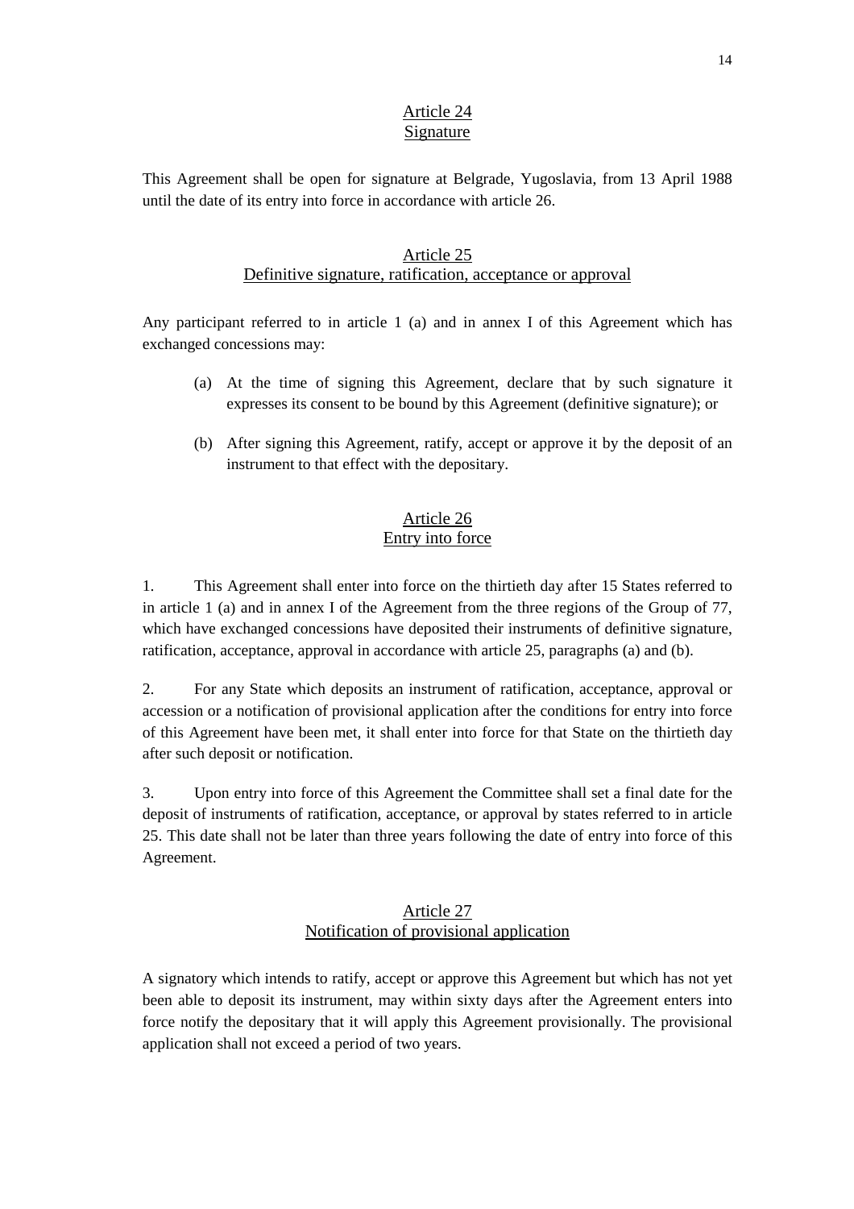## Article 24
## Signature

This Agreement shall be open for signature at Belgrade, Yugoslavia, from 13 April 1988 until the date of its entry into force in accordance with article 26.

## Article 25
## Definitive signature, ratification, acceptance or approval

Any participant referred to in article 1 (a) and in annex I of this Agreement which has exchanged concessions may:

(a) At the time of signing this Agreement, declare that by such signature it expresses its consent to be bound by this Agreement (definitive signature); or

(b) After signing this Agreement, ratify, accept or approve it by the deposit of an instrument to that effect with the depositary.

## Article 26
## Entry into force

1. This Agreement shall enter into force on the thirtieth day after 15 States referred to in article 1 (a) and in annex I of the Agreement from the three regions of the Group of 77, which have exchanged concessions have deposited their instruments of definitive signature, ratification, acceptance, approval in accordance with article 25, paragraphs (a) and (b).

2. For any State which deposits an instrument of ratification, acceptance, approval or accession or a notification of provisional application after the conditions for entry into force of this Agreement have been met, it shall enter into force for that State on the thirtieth day after such deposit or notification.

3. Upon entry into force of this Agreement the Committee shall set a final date for the deposit of instruments of ratification, acceptance, or approval by states referred to in article 25. This date shall not be later than three years following the date of entry into force of this Agreement.

## Article 27
## Notification of provisional application

A signatory which intends to ratify, accept or approve this Agreement but which has not yet been able to deposit its instrument, may within sixty days after the Agreement enters into force notify the depositary that it will apply this Agreement provisionally. The provisional application shall not exceed a period of two years.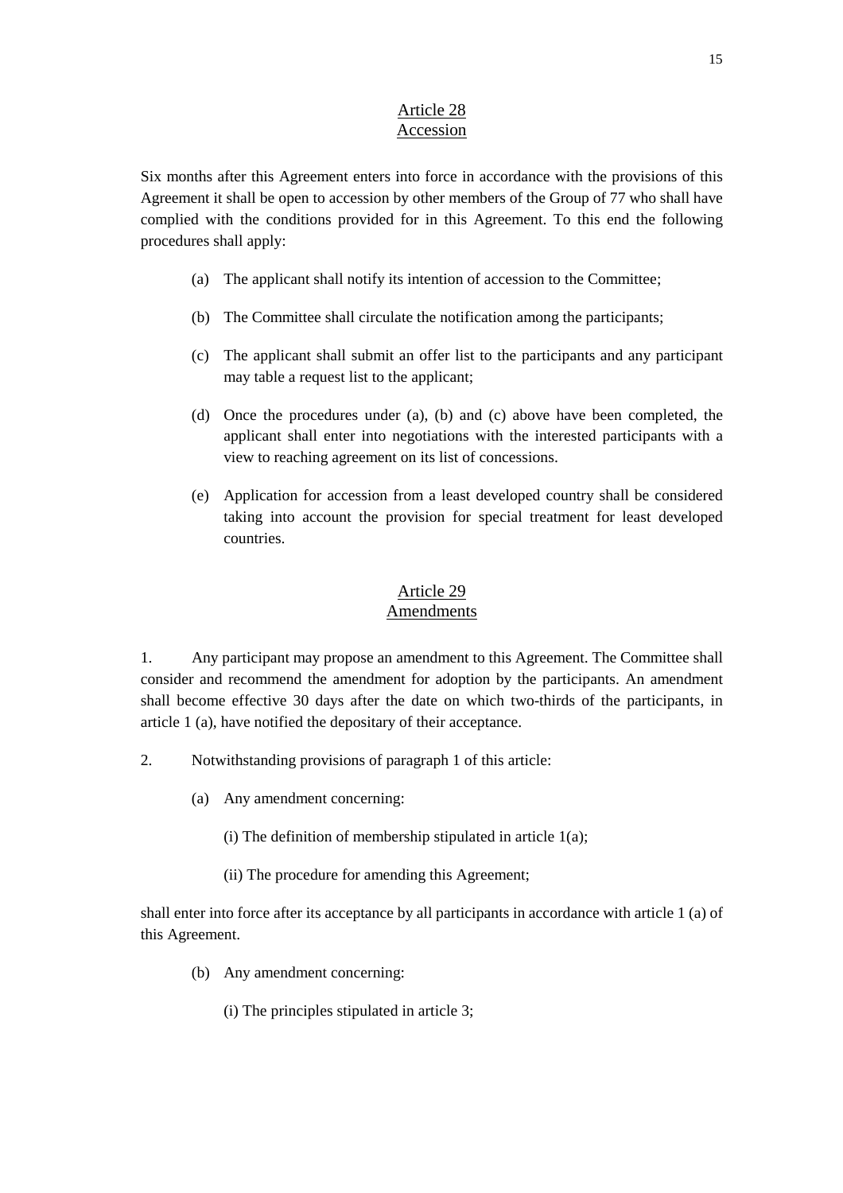## Article 28
## Accession

Six months after this Agreement enters into force in accordance with the provisions of this Agreement it shall be open to accession by other members of the Group of 77 who shall have complied with the conditions provided for in this Agreement. To this end the following procedures shall apply:

(a) The applicant shall notify its intention of accession to the Committee;

(b) The Committee shall circulate the notification among the participants;

(c) The applicant shall submit an offer list to the participants and any participant may table a request list to the applicant;

(d) Once the procedures under (a), (b) and (c) above have been completed, the applicant shall enter into negotiations with the interested participants with a view to reaching agreement on its list of concessions.

(e) Application for accession from a least developed country shall be considered taking into account the provision for special treatment for least developed countries.

## Article 29
## Amendments

1. Any participant may propose an amendment to this Agreement. The Committee shall consider and recommend the amendment for adoption by the participants. An amendment shall become effective 30 days after the date on which two-thirds of the participants, in article 1 (a), have notified the depositary of their acceptance.

2. Notwithstanding provisions of paragraph 1 of this article:

(a) Any amendment concerning:

(i) The definition of membership stipulated in article 1(a);

(ii) The procedure for amending this Agreement;

shall enter into force after its acceptance by all participants in accordance with article 1 (a) of this Agreement.

(b) Any amendment concerning:

(i) The principles stipulated in article 3;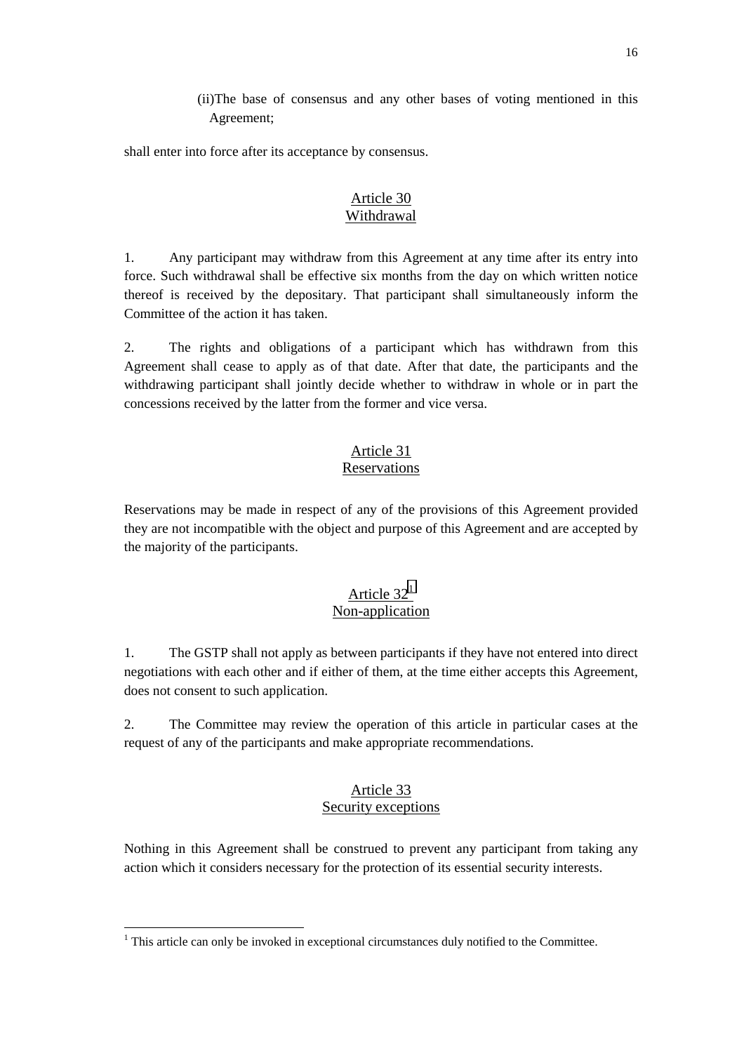(ii)The base of consensus and any other bases of voting mentioned in this Agreement;

shall enter into force after its acceptance by consensus.

## Article 30
## Withdrawal

1. Any participant may withdraw from this Agreement at any time after its entry into force. Such withdrawal shall be effective six months from the day on which written notice thereof is received by the depositary. That participant shall simultaneously inform the Committee of the action it has taken.

2. The rights and obligations of a participant which has withdrawn from this Agreement shall cease to apply as of that date. After that date, the participants and the withdrawing participant shall jointly decide whether to withdraw in whole or in part the concessions received by the latter from the former and vice versa.

## Article 31
## Reservations

Reservations may be made in respect of any of the provisions of this Agreement provided they are not incompatible with the object and purpose of this Agreement and are accepted by the majority of the participants.

## Article 32[1]
## Non-application

1. The GSTP shall not apply as between participants if they have not entered into direct negotiations with each other and if either of them, at the time either accepts this Agreement, does not consent to such application.

2. The Committee may review the operation of this article in particular cases at the request of any of the participants and make appropriate recommendations.

## Article 33
## Security exceptions

Nothing in this Agreement shall be construed to prevent any participant from taking any action which it considers necessary for the protection of its essential security interests.

---

[1] This article can only be invoked in exceptional circumstances duly notified to the Committee.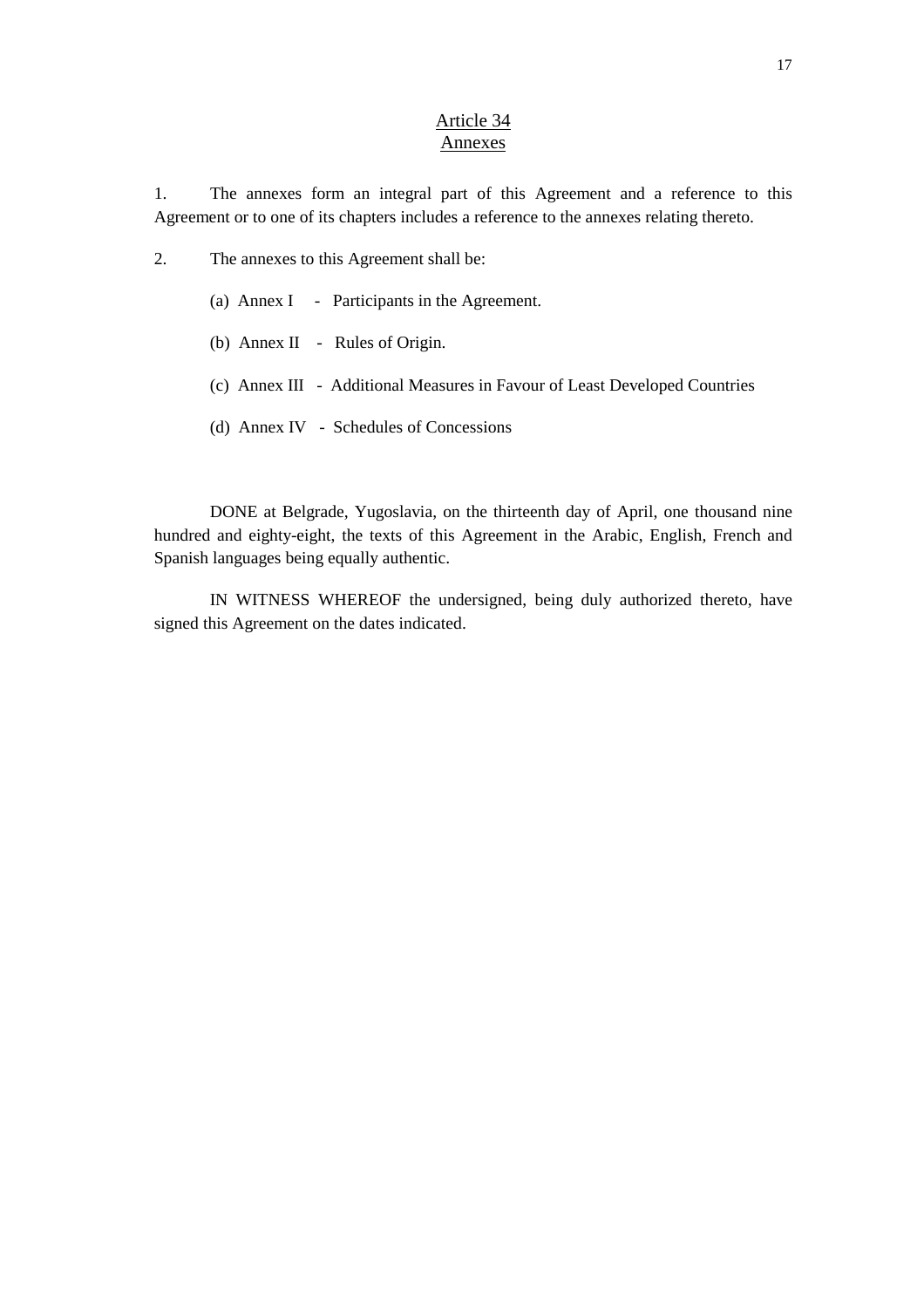## Article 34
## Annexes

1. The annexes form an integral part of this Agreement and a reference to this Agreement or to one of its chapters includes a reference to the annexes relating thereto.

2. The annexes to this Agreement shall be:

   (a) Annex I - Participants in the Agreement.

   (b) Annex II - Rules of Origin.

   (c) Annex III - Additional Measures in Favour of Least Developed Countries

   (d) Annex IV - Schedules of Concessions

DONE at Belgrade, Yugoslavia, on the thirteenth day of April, one thousand nine hundred and eighty-eight, the texts of this Agreement in the Arabic, English, French and Spanish languages being equally authentic.

IN WITNESS WHEREOF the undersigned, being duly authorized thereto, have signed this Agreement on the dates indicated.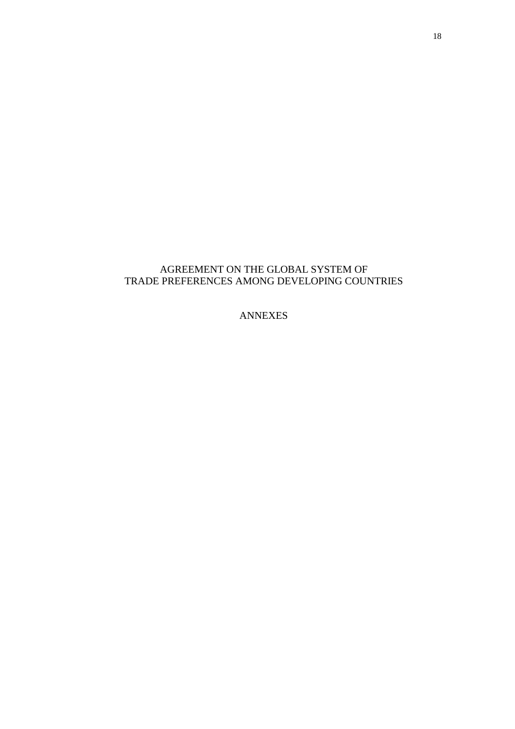# AGREEMENT ON THE GLOBAL SYSTEM OF TRADE PREFERENCES AMONG DEVELOPING COUNTRIES

## ANNEXES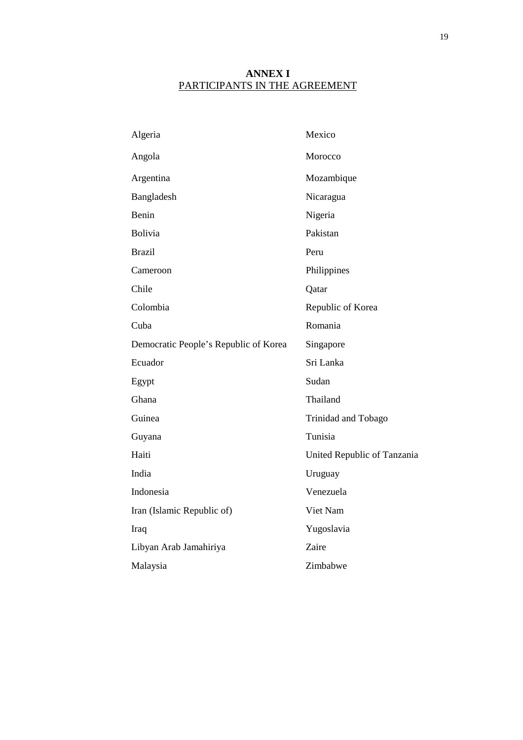# ANNEX I

## PARTICIPANTS IN THE AGREEMENT

Algeria

Angola

Argentina

Bangladesh

Benin

Bolivia

Brazil

Cameroon

Chile

Colombia

Cuba

Democratic People's Republic of Korea

Ecuador

Egypt

Ghana

Guinea

Guyana

Haiti

India

Indonesia

Iran (Islamic Republic of)

Iraq

Libyan Arab Jamahiriya

Malaysia

Mexico

Morocco

Mozambique

Nicaragua

Nigeria

Pakistan

Peru

Philippines

Qatar

Republic of Korea

Romania

Singapore

Sri Lanka

Sudan

Thailand

Trinidad and Tobago

Tunisia

United Republic of Tanzania

Uruguay

Venezuela

Viet Nam

Yugoslavia

Zaire

Zimbabwe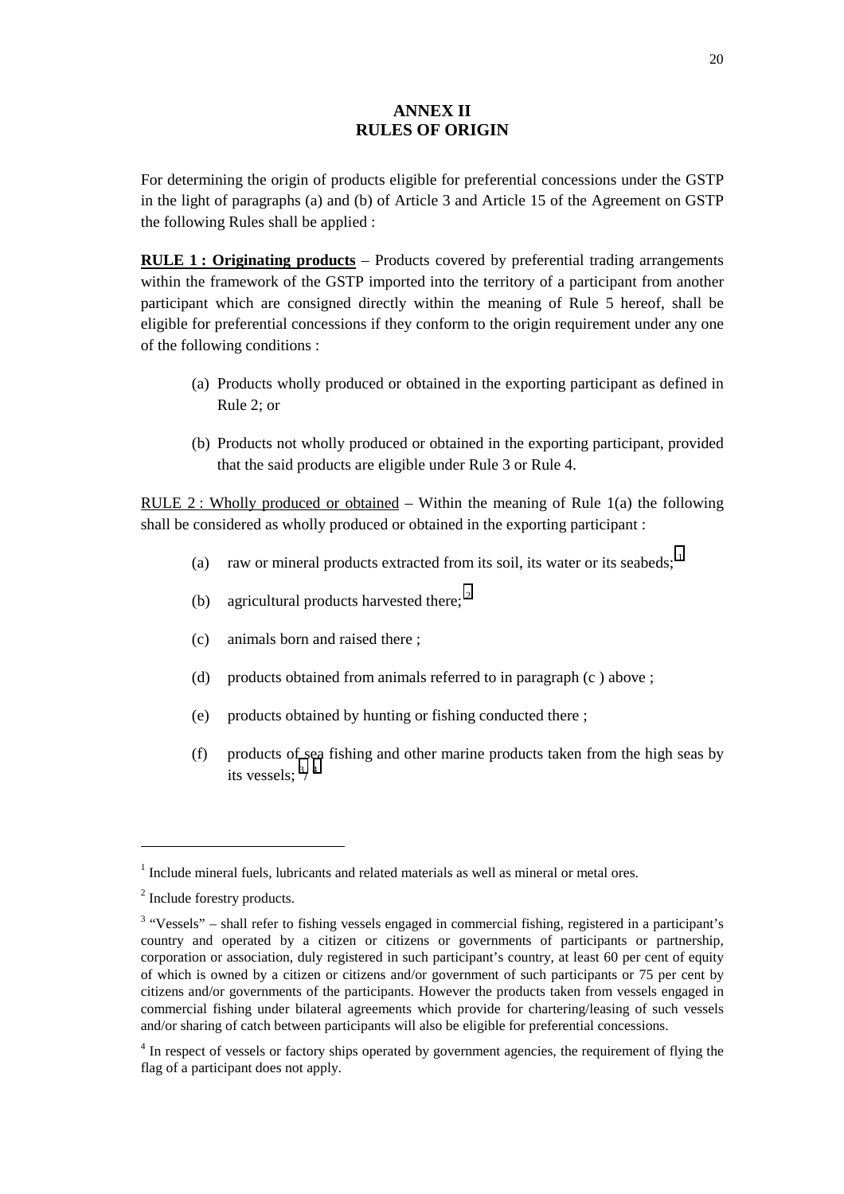# ANNEX II
# RULES OF ORIGIN

For determining the origin of products eligible for preferential concessions under the GSTP in the light of paragraphs (a) and (b) of Article 3 and Article 15 of the Agreement on GSTP the following Rules shall be applied :

**RULE 1 : Originating products** – Products covered by preferential trading arrangements within the framework of the GSTP imported into the territory of a participant from another participant which are consigned directly within the meaning of Rule 5 hereof, shall be eligible for preferential concessions if they conform to the origin requirement under any one of the following conditions :

(a) Products wholly produced or obtained in the exporting participant as defined in Rule 2; or

(b) Products not wholly produced or obtained in the exporting participant, provided that the said products are eligible under Rule 3 or Rule 4.

RULE 2 : Wholly produced or obtained – Within the meaning of Rule 1(a) the following shall be considered as wholly produced or obtained in the exporting participant :

(a) raw or mineral products extracted from its soil, its water or its seabeds;[1]

(b) agricultural products harvested there;[2]

(c) animals born and raised there ;

(d) products obtained from animals referred to in paragraph (c ) above ;

(e) products obtained by hunting or fishing conducted there ;

(f) products of sea fishing and other marine products taken from the high seas by its vessels;[3] [4]

---

[1] Include mineral fuels, lubricants and related materials as well as mineral or metal ores.

[2] Include forestry products.

[3] "Vessels" – shall refer to fishing vessels engaged in commercial fishing, registered in a participant's country and operated by a citizen or citizens or governments of participants or partnership, corporation or association, duly registered in such participant's country, at least 60 per cent of equity of which is owned by a citizen or citizens and/or government of such participants or 75 per cent by citizens and/or governments of the participants. However the products taken from vessels engaged in commercial fishing under bilateral agreements which provide for chartering/leasing of such vessels and/or sharing of catch between participants will also be eligible for preferential concessions.

[4] In respect of vessels or factory ships operated by government agencies, the requirement of flying the flag of a participant does not apply.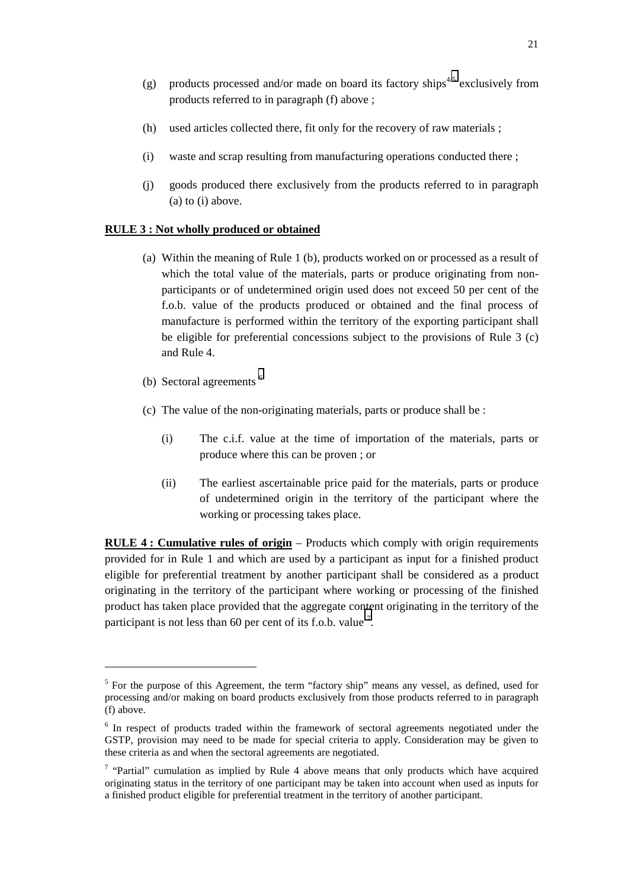(g) products processed and/or made on board its factory ships[4/5] exclusively from products referred to in paragraph (f) above ;

(h) used articles collected there, fit only for the recovery of raw materials ;

(i) waste and scrap resulting from manufacturing operations conducted there ;

(j) goods produced there exclusively from the products referred to in paragraph (a) to (i) above.

**RULE 3 : Not wholly produced or obtained**

(a) Within the meaning of Rule 1 (b), products worked on or processed as a result of which the total value of the materials, parts or produce originating from non-participants or of undetermined origin used does not exceed 50 per cent of the f.o.b. value of the products produced or obtained and the final process of manufacture is performed within the territory of the exporting participant shall be eligible for preferential concessions subject to the provisions of Rule 3 (c) and Rule 4.

(b) Sectoral agreements [6]

(c) The value of the non-originating materials, parts or produce shall be :

(i) The c.i.f. value at the time of importation of the materials, parts or produce where this can be proven ; or

(ii) The earliest ascertainable price paid for the materials, parts or produce of undetermined origin in the territory of the participant where the working or processing takes place.

**RULE 4 : Cumulative rules of origin** – Products which comply with origin requirements provided for in Rule 1 and which are used by a participant as input for a finished product eligible for preferential treatment by another participant shall be considered as a product originating in the territory of the participant where working or processing of the finished product has taken place provided that the aggregate content originating in the territory of the participant is not less than 60 per cent of its f.o.b. value[7].

---

[5] For the purpose of this Agreement, the term "factory ship" means any vessel, as defined, used for processing and/or making on board products exclusively from those products referred to in paragraph (f) above.

[6] In respect of products traded within the framework of sectoral agreements negotiated under the GSTP, provision may need to be made for special criteria to apply. Consideration may be given to these criteria as and when the sectoral agreements are negotiated.

[7] "Partial" cumulation as implied by Rule 4 above means that only products which have acquired originating status in the territory of one participant may be taken into account when used as inputs for a finished product eligible for preferential treatment in the territory of another participant.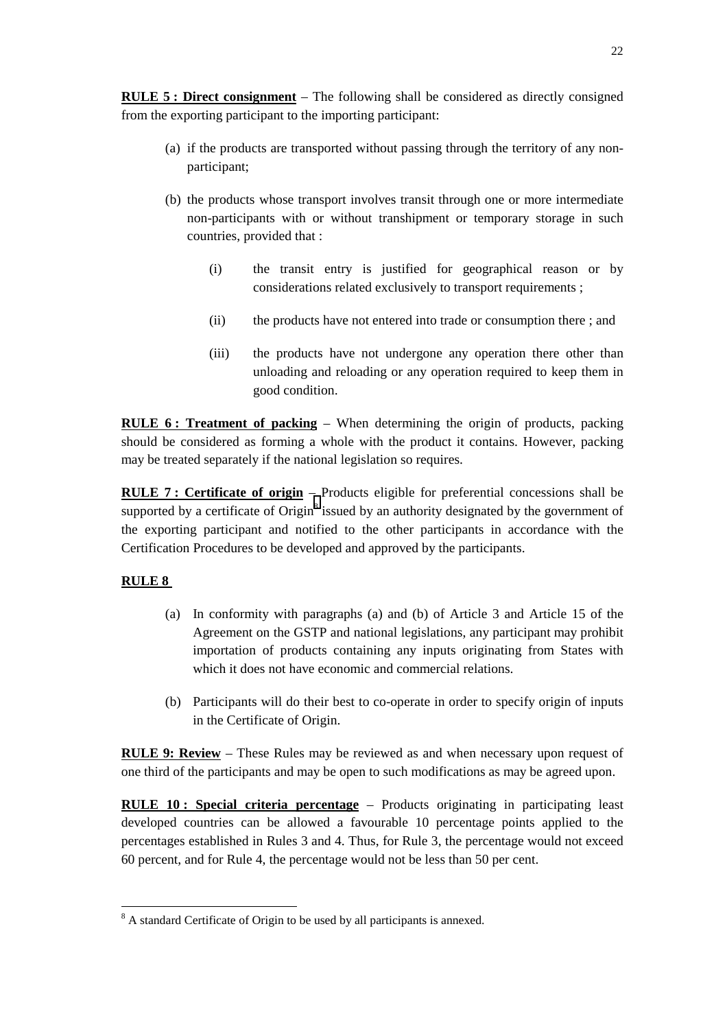**RULE 5 : Direct consignment** – The following shall be considered as directly consigned from the exporting participant to the importing participant:

(a) if the products are transported without passing through the territory of any non-participant;

(b) the products whose transport involves transit through one or more intermediate non-participants with or without transhipment or temporary storage in such countries, provided that :

  (i) the transit entry is justified for geographical reason or by considerations related exclusively to transport requirements ;

  (ii) the products have not entered into trade or consumption there ; and

  (iii) the products have not undergone any operation there other than unloading and reloading or any operation required to keep them in good condition.

**RULE 6 : Treatment of packing** – When determining the origin of products, packing should be considered as forming a whole with the product it contains. However, packing may be treated separately if the national legislation so requires.

**RULE 7 : Certificate of origin** – Products eligible for preferential concessions shall be supported by a certificate of Origin[8] issued by an authority designated by the government of the exporting participant and notified to the other participants in accordance with the Certification Procedures to be developed and approved by the participants.

**RULE 8**

(a) In conformity with paragraphs (a) and (b) of Article 3 and Article 15 of the Agreement on the GSTP and national legislations, any participant may prohibit importation of products containing any inputs originating from States with which it does not have economic and commercial relations.

(b) Participants will do their best to co-operate in order to specify origin of inputs in the Certificate of Origin.

**RULE 9: Review** – These Rules may be reviewed as and when necessary upon request of one third of the participants and may be open to such modifications as may be agreed upon.

**RULE 10 : Special criteria percentage** – Products originating in participating least developed countries can be allowed a favourable 10 percentage points applied to the percentages established in Rules 3 and 4. Thus, for Rule 3, the percentage would not exceed 60 percent, and for Rule 4, the percentage would not be less than 50 per cent.

[8] A standard Certificate of Origin to be used by all participants is annexed.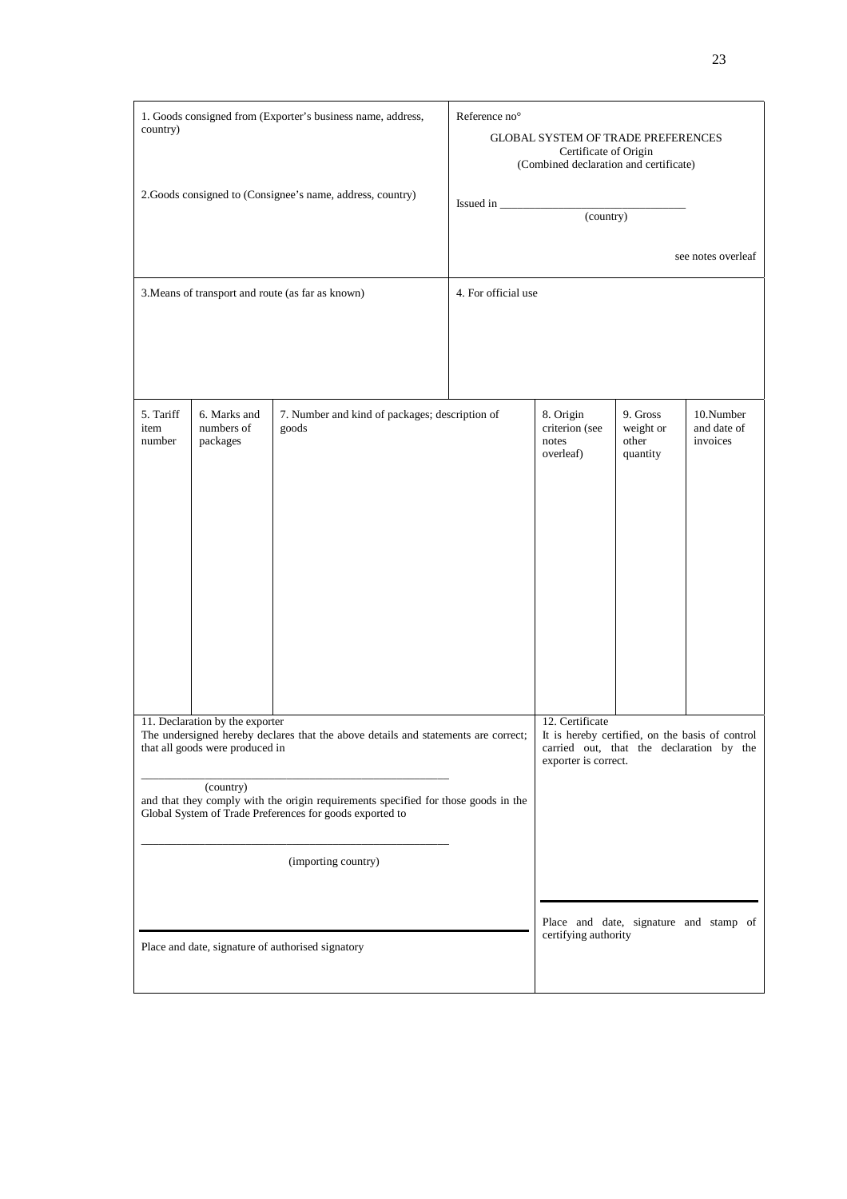| 1. Goods consigned from (Exporter's business name, address, country) | Reference no° |
|---|---|
| | GLOBAL SYSTEM OF TRADE PREFERENCES<br>Certificate of Origin<br>(Combined declaration and certificate) |
| 2.Goods consigned to (Consignee's name, address, country) | Issued in ______________________________<br>(country) |
| | see notes overleaf |
| 3.Means of transport and route (as far as known) | 4. For official use |

| 5. Tariff item number | 6. Marks and numbers of packages | 7. Number and kind of packages; description of goods | 8. Origin criterion (see notes overleaf) | 9. Gross weight or other quantity | 10.Number and date of invoices |
|---|---|---|---|---|---|
| | | | | | |

| 11. Declaration by the exporter | 12. Certificate |
|---|---|
| The undersigned hereby declares that the above details and statements are correct; that all goods were produced in<br>______________________________________________<br>(country)<br>and that they comply with the origin requirements specified for those goods in the Global System of Trade Preferences for goods exported to<br>______________________________________________<br>(importing country) | It is hereby certified, on the basis of control carried out, that the declaration by the exporter is correct. |
| Place and date, signature of authorised signatory | Place and date, signature and stamp of certifying authority |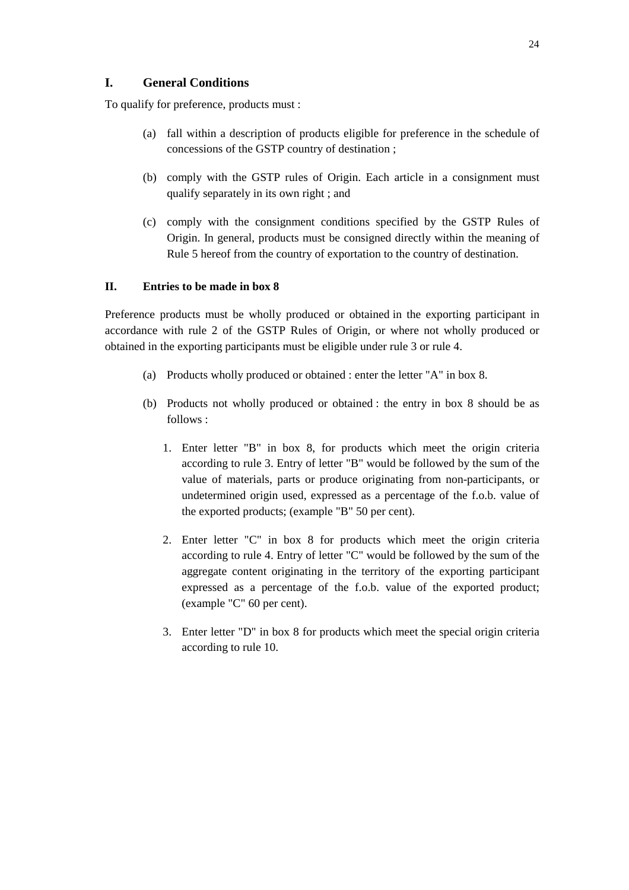## I. General Conditions

To qualify for preference, products must :

(a) fall within a description of products eligible for preference in the schedule of concessions of the GSTP country of destination ;

(b) comply with the GSTP rules of Origin. Each article in a consignment must qualify separately in its own right ; and

(c) comply with the consignment conditions specified by the GSTP Rules of Origin. In general, products must be consigned directly within the meaning of Rule 5 hereof from the country of exportation to the country of destination.

## II. Entries to be made in box 8

Preference products must be wholly produced or obtained in the exporting participant in accordance with rule 2 of the GSTP Rules of Origin, or where not wholly produced or obtained in the exporting participants must be eligible under rule 3 or rule 4.

(a) Products wholly produced or obtained : enter the letter "A" in box 8.

(b) Products not wholly produced or obtained : the entry in box 8 should be as follows :

1. Enter letter "B" in box 8, for products which meet the origin criteria according to rule 3. Entry of letter "B" would be followed by the sum of the value of materials, parts or produce originating from non-participants, or undetermined origin used, expressed as a percentage of the f.o.b. value of the exported products; (example "B" 50 per cent).

2. Enter letter "C" in box 8 for products which meet the origin criteria according to rule 4. Entry of letter "C" would be followed by the sum of the aggregate content originating in the territory of the exporting participant expressed as a percentage of the f.o.b. value of the exported product; (example "C" 60 per cent).

3. Enter letter "D" in box 8 for products which meet the special origin criteria according to rule 10.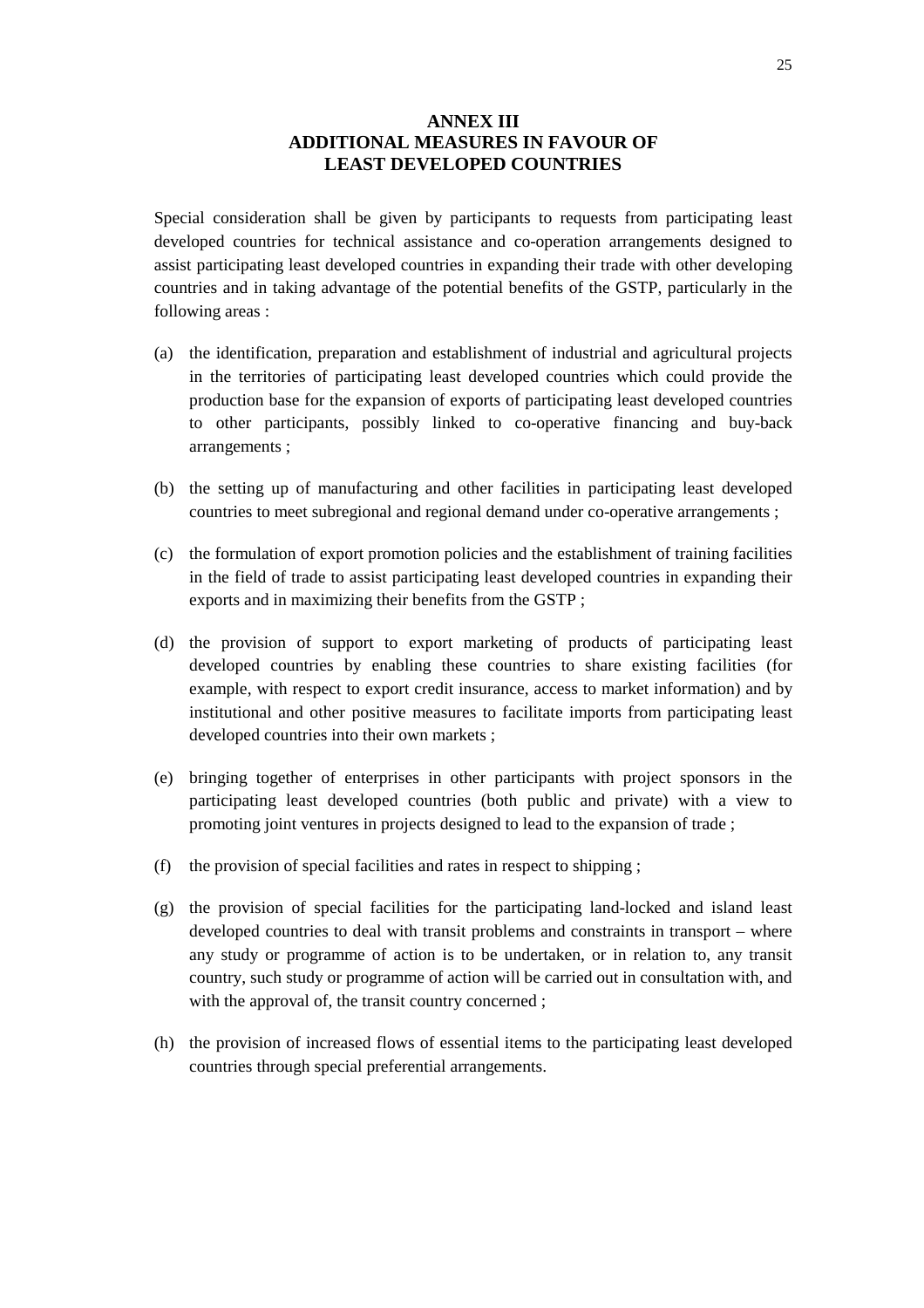# ANNEX III
# ADDITIONAL MEASURES IN FAVOUR OF LEAST DEVELOPED COUNTRIES

Special consideration shall be given by participants to requests from participating least developed countries for technical assistance and co-operation arrangements designed to assist participating least developed countries in expanding their trade with other developing countries and in taking advantage of the potential benefits of the GSTP, particularly in the following areas :

(a) the identification, preparation and establishment of industrial and agricultural projects in the territories of participating least developed countries which could provide the production base for the expansion of exports of participating least developed countries to other participants, possibly linked to co-operative financing and buy-back arrangements ;

(b) the setting up of manufacturing and other facilities in participating least developed countries to meet subregional and regional demand under co-operative arrangements ;

(c) the formulation of export promotion policies and the establishment of training facilities in the field of trade to assist participating least developed countries in expanding their exports and in maximizing their benefits from the GSTP ;

(d) the provision of support to export marketing of products of participating least developed countries by enabling these countries to share existing facilities (for example, with respect to export credit insurance, access to market information) and by institutional and other positive measures to facilitate imports from participating least developed countries into their own markets ;

(e) bringing together of enterprises in other participants with project sponsors in the participating least developed countries (both public and private) with a view to promoting joint ventures in projects designed to lead to the expansion of trade ;

(f) the provision of special facilities and rates in respect to shipping ;

(g) the provision of special facilities for the participating land-locked and island least developed countries to deal with transit problems and constraints in transport – where any study or programme of action is to be undertaken, or in relation to, any transit country, such study or programme of action will be carried out in consultation with, and with the approval of, the transit country concerned ;

(h) the provision of increased flows of essential items to the participating least developed countries through special preferential arrangements.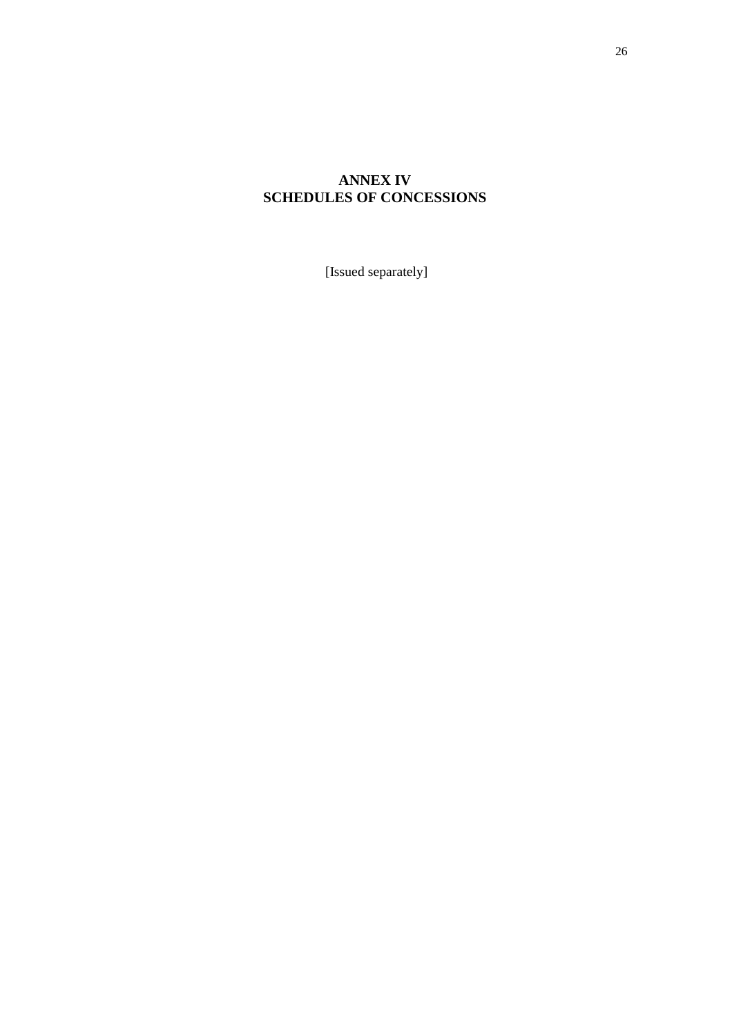# ANNEX IV
# SCHEDULES OF CONCESSIONS

[Issued separately]